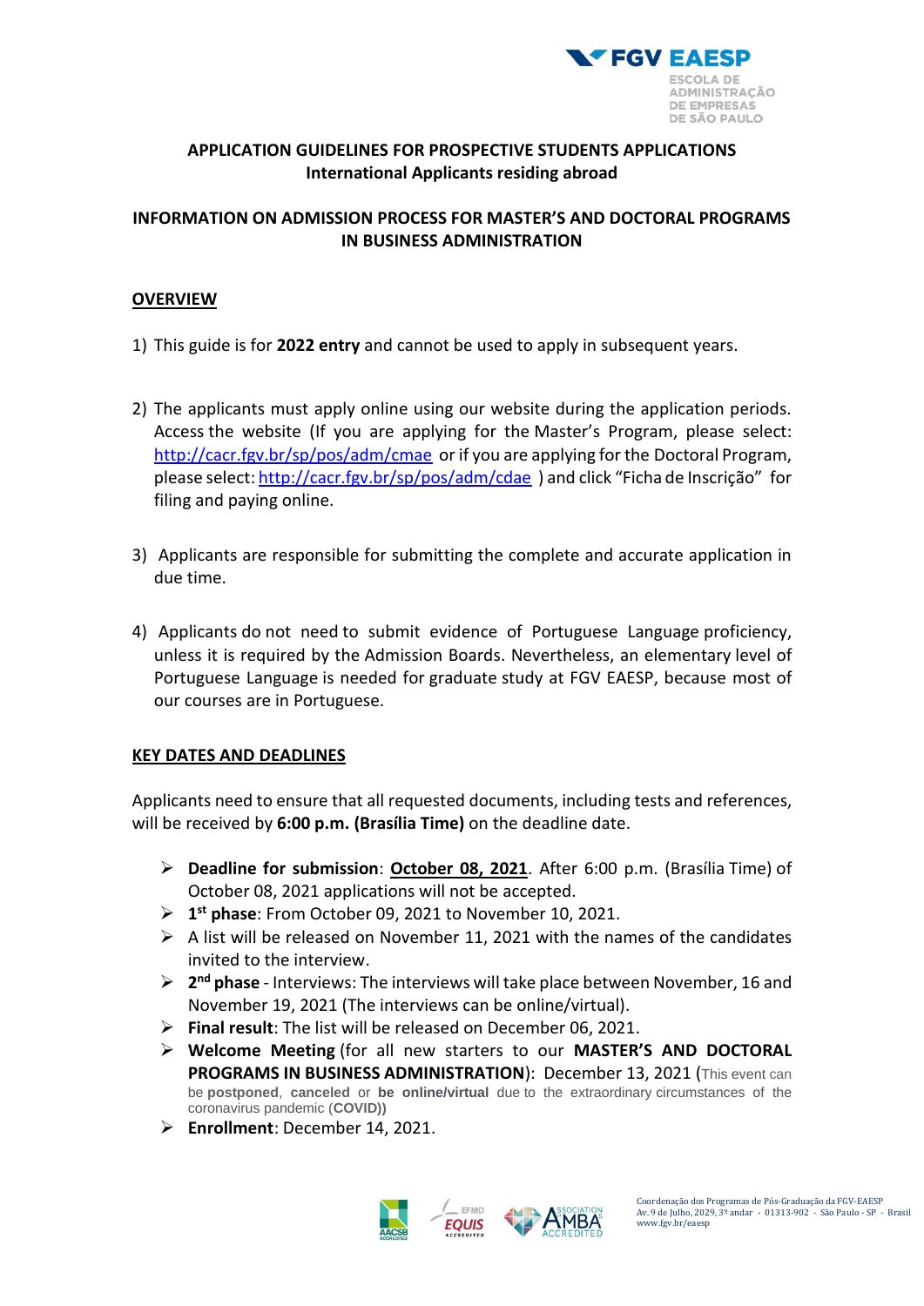**APPLICATION GUIDELINES FOR PROSPECTIVE STUDENTS APPLICATIONS**
**International Applicants residing abroad**

**INFORMATION ON ADMISSION PROCESS FOR MASTER'S AND DOCTORAL PROGRAMS IN BUSINESS ADMINISTRATION**

## OVERVIEW

1) This guide is for **2022 entry** and cannot be used to apply in subsequent years.

2) The applicants must apply online using our website during the application periods. Access the website (If you are applying for the Master's Program, please select: http://cacr.fgv.br/sp/pos/adm/cmae or if you are applying for the Doctoral Program, please select: http://cacr.fgv.br/sp/pos/adm/cdae ) and click "Ficha de Inscrição" for filing and paying online.

3) Applicants are responsible for submitting the complete and accurate application in due time.

4) Applicants do not need to submit evidence of Portuguese Language proficiency, unless it is required by the Admission Boards. Nevertheless, an elementary level of Portuguese Language is needed for graduate study at FGV EAESP, because most of our courses are in Portuguese.

## KEY DATES AND DEADLINES

Applicants need to ensure that all requested documents, including tests and references, will be received by **6:00 p.m. (Brasília Time)** on the deadline date.

- **Deadline for submission**: **October 08, 2021**. After 6:00 p.m. (Brasília Time) of October 08, 2021 applications will not be accepted.
- **1st phase**: From October 09, 2021 to November 10, 2021.
- A list will be released on November 11, 2021 with the names of the candidates invited to the interview.
- **2nd phase** - Interviews: The interviews will take place between November, 16 and November 19, 2021 (The interviews can be online/virtual).
- **Final result**: The list will be released on December 06, 2021.
- **Welcome Meeting** (for all new starters to our **MASTER'S AND DOCTORAL PROGRAMS IN BUSINESS ADMINISTRATION**): December 13, 2021 (This event can be **postponed**, **canceled** or **be online/virtual** due to the extraordinary circumstances of the coronavirus pandemic (**COVID)**)
- **Enrollment**: December 14, 2021.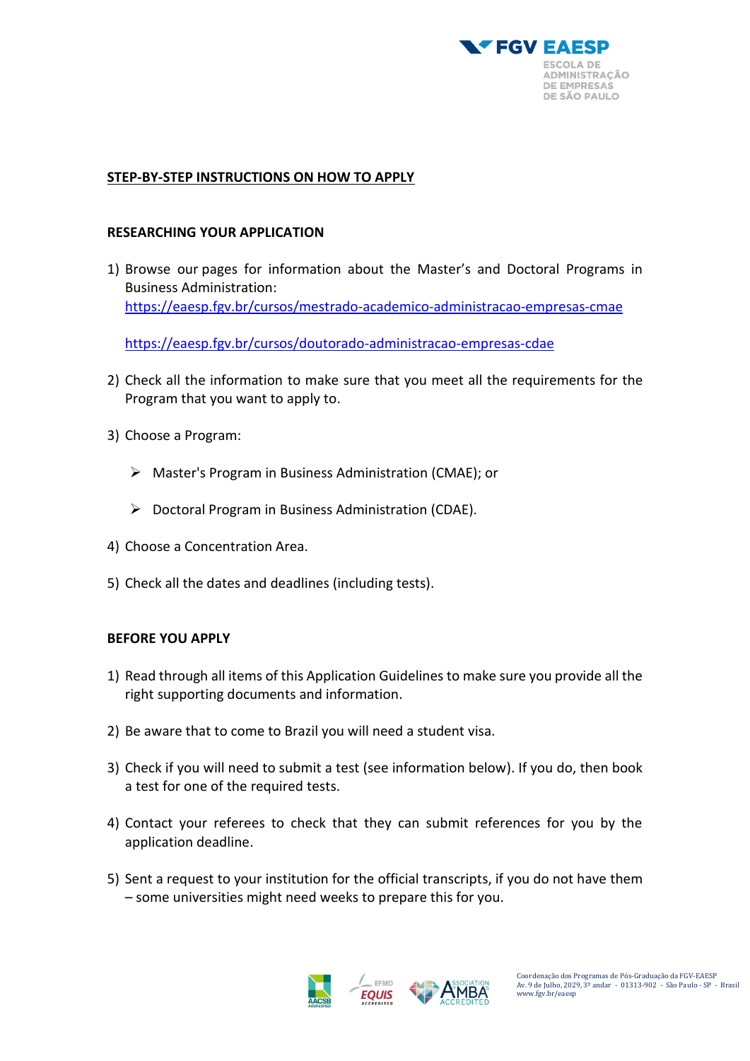## STEP-BY-STEP INSTRUCTIONS ON HOW TO APPLY

### RESEARCHING YOUR APPLICATION

1) Browse our pages for information about the Master's and Doctoral Programs in Business Administration:
   https://eaesp.fgv.br/cursos/mestrado-academico-administracao-empresas-cmae

   https://eaesp.fgv.br/cursos/doutorado-administracao-empresas-cdae

2) Check all the information to make sure that you meet all the requirements for the Program that you want to apply to.

3) Choose a Program:

   - Master's Program in Business Administration (CMAE); or

   - Doctoral Program in Business Administration (CDAE).

4) Choose a Concentration Area.

5) Check all the dates and deadlines (including tests).

### BEFORE YOU APPLY

1) Read through all items of this Application Guidelines to make sure you provide all the right supporting documents and information.

2) Be aware that to come to Brazil you will need a student visa.

3) Check if you will need to submit a test (see information below). If you do, then book a test for one of the required tests.

4) Contact your referees to check that they can submit references for you by the application deadline.

5) Sent a request to your institution for the official transcripts, if you do not have them – some universities might need weeks to prepare this for you.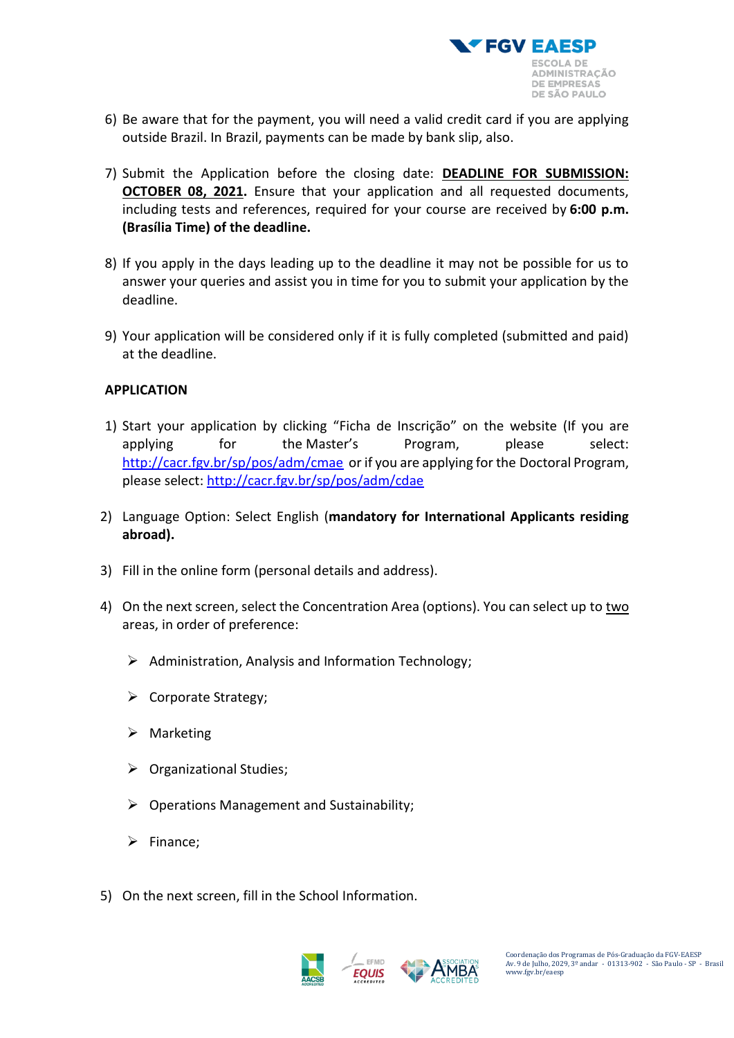6) Be aware that for the payment, you will need a valid credit card if you are applying outside Brazil. In Brazil, payments can be made by bank slip, also.

7) Submit the Application before the closing date: **DEADLINE FOR SUBMISSION: OCTOBER 08, 2021.** Ensure that your application and all requested documents, including tests and references, required for your course are received by **6:00 p.m. (Brasília Time) of the deadline.**

8) If you apply in the days leading up to the deadline it may not be possible for us to answer your queries and assist you in time for you to submit your application by the deadline.

9) Your application will be considered only if it is fully completed (submitted and paid) at the deadline.

**APPLICATION**

1) Start your application by clicking "Ficha de Inscrição" on the website (If you are applying for the Master's Program, please select: http://cacr.fgv.br/sp/pos/adm/cmae or if you are applying for the Doctoral Program, please select: http://cacr.fgv.br/sp/pos/adm/cdae

2) Language Option: Select English (**mandatory for International Applicants residing abroad).**

3) Fill in the online form (personal details and address).

4) On the next screen, select the Concentration Area (options). You can select up to two areas, in order of preference:

   - Administration, Analysis and Information Technology;
   - Corporate Strategy;
   - Marketing
   - Organizational Studies;
   - Operations Management and Sustainability;
   - Finance;

5) On the next screen, fill in the School Information.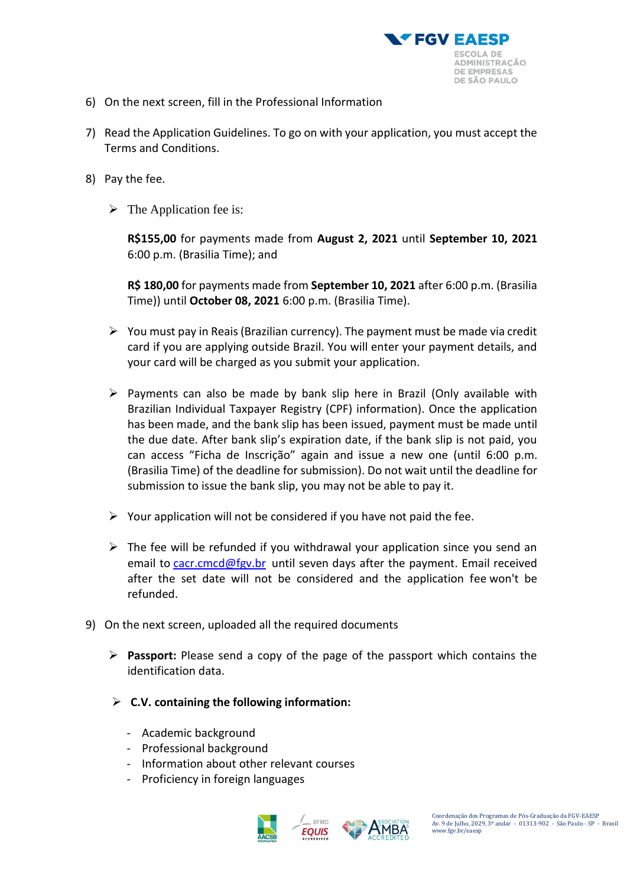6) On the next screen, fill in the Professional Information

7) Read the Application Guidelines. To go on with your application, you must accept the Terms and Conditions.

8) Pay the fee.

   - The Application fee is:

     **R$155,00** for payments made from **August 2, 2021** until **September 10, 2021** 6:00 p.m. (Brasilia Time); and

     **R$ 180,00** for payments made from **September 10, 2021** after 6:00 p.m. (Brasilia Time)) until **October 08, 2021** 6:00 p.m. (Brasilia Time).

   - You must pay in Reais (Brazilian currency). The payment must be made via credit card if you are applying outside Brazil. You will enter your payment details, and your card will be charged as you submit your application.

   - Payments can also be made by bank slip here in Brazil (Only available with Brazilian Individual Taxpayer Registry (CPF) information). Once the application has been made, and the bank slip has been issued, payment must be made until the due date. After bank slip's expiration date, if the bank slip is not paid, you can access "Ficha de Inscrição" again and issue a new one (until 6:00 p.m. (Brasilia Time) of the deadline for submission). Do not wait until the deadline for submission to issue the bank slip, you may not be able to pay it.

   - Your application will not be considered if you have not paid the fee.

   - The fee will be refunded if you withdrawal your application since you send an email to cacr.cmcd@fgv.br until seven days after the payment. Email received after the set date will not be considered and the application fee won't be refunded.

9) On the next screen, uploaded all the required documents

   - **Passport:** Please send a copy of the page of the passport which contains the identification data.

   - **C.V. containing the following information:**

     - Academic background
     - Professional background
     - Information about other relevant courses
     - Proficiency in foreign languages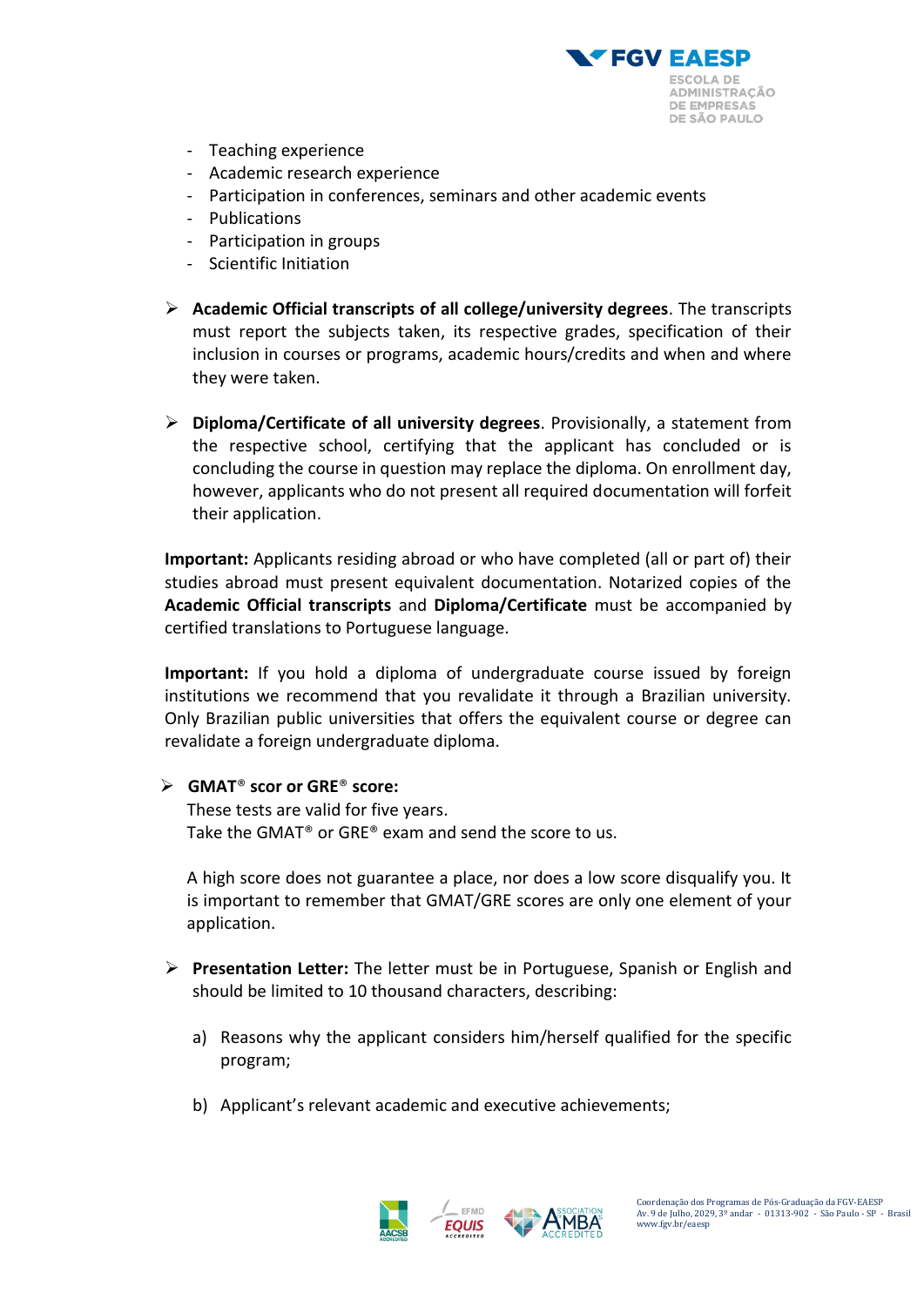- Teaching experience
- Academic research experience
- Participation in conferences, seminars and other academic events
- Publications
- Participation in groups
- Scientific Initiation

- **Academic Official transcripts of all college/university degrees**. The transcripts must report the subjects taken, its respective grades, specification of their inclusion in courses or programs, academic hours/credits and when and where they were taken.

- **Diploma/Certificate of all university degrees**. Provisionally, a statement from the respective school, certifying that the applicant has concluded or is concluding the course in question may replace the diploma. On enrollment day, however, applicants who do not present all required documentation will forfeit their application.

**Important:** Applicants residing abroad or who have completed (all or part of) their studies abroad must present equivalent documentation. Notarized copies of the **Academic Official transcripts** and **Diploma/Certificate** must be accompanied by certified translations to Portuguese language.

**Important:** If you hold a diploma of undergraduate course issued by foreign institutions we recommend that you revalidate it through a Brazilian university. Only Brazilian public universities that offers the equivalent course or degree can revalidate a foreign undergraduate diploma.

- **GMAT® scor or GRE® score:**
  These tests are valid for five years.
  Take the GMAT® or GRE® exam and send the score to us.

  A high score does not guarantee a place, nor does a low score disqualify you. It is important to remember that GMAT/GRE scores are only one element of your application.

- **Presentation Letter:** The letter must be in Portuguese, Spanish or English and should be limited to 10 thousand characters, describing:

  a) Reasons why the applicant considers him/herself qualified for the specific program;

  b) Applicant's relevant academic and executive achievements;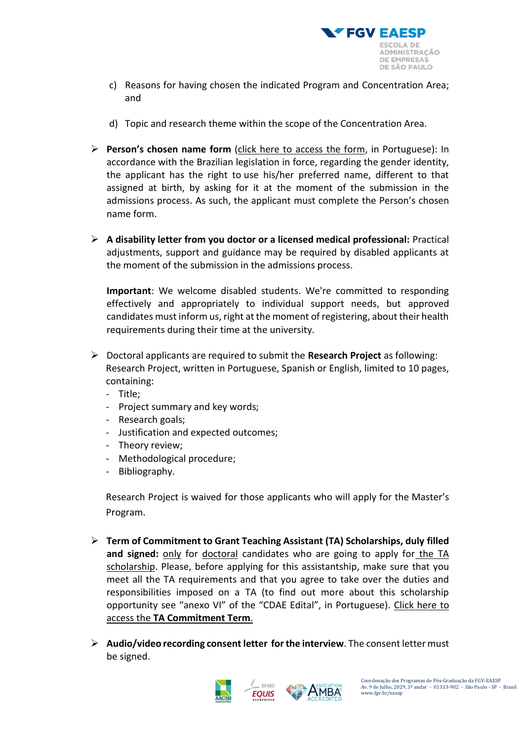c) Reasons for having chosen the indicated Program and Concentration Area; and

d) Topic and research theme within the scope of the Concentration Area.

- **Person's chosen name form** (click here to access the form, in Portuguese): In accordance with the Brazilian legislation in force, regarding the gender identity, the applicant has the right to use his/her preferred name, different to that assigned at birth, by asking for it at the moment of the submission in the admissions process. As such, the applicant must complete the Person's chosen name form.

- **A disability letter from you doctor or a licensed medical professional:** Practical adjustments, support and guidance may be required by disabled applicants at the moment of the submission in the admissions process.

  **Important**: We welcome disabled students. We're committed to responding effectively and appropriately to individual support needs, but approved candidates must inform us, right at the moment of registering, about their health requirements during their time at the university.

- Doctoral applicants are required to submit the **Research Project** as following: Research Project, written in Portuguese, Spanish or English, limited to 10 pages, containing:
  - Title;
  - Project summary and key words;
  - Research goals;
  - Justification and expected outcomes;
  - Theory review;
  - Methodological procedure;
  - Bibliography.

  Research Project is waived for those applicants who will apply for the Master's Program.

- **Term of Commitment to Grant Teaching Assistant (TA) Scholarships, duly filled and signed:** only for doctoral candidates who are going to apply for the TA scholarship. Please, before applying for this assistantship, make sure that you meet all the TA requirements and that you agree to take over the duties and responsibilities imposed on a TA (to find out more about this scholarship opportunity see "anexo VI" of the "CDAE Edital", in Portuguese). Click here to access the **TA Commitment Term**.

- **Audio/video recording consent letter for the interview**. The consent letter must be signed.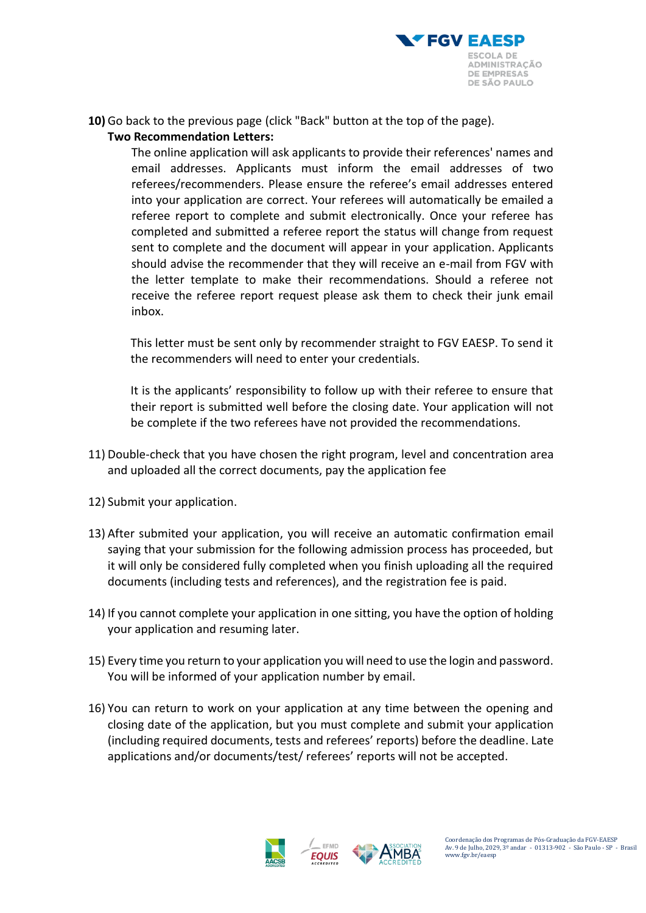**10)** Go back to the previous page (click "Back" button at the top of the page).

**Two Recommendation Letters:**

The online application will ask applicants to provide their references' names and email addresses. Applicants must inform the email addresses of two referees/recommenders. Please ensure the referee's email addresses entered into your application are correct. Your referees will automatically be emailed a referee report to complete and submit electronically. Once your referee has completed and submitted a referee report the status will change from request sent to complete and the document will appear in your application. Applicants should advise the recommender that they will receive an e-mail from FGV with the letter template to make their recommendations. Should a referee not receive the referee report request please ask them to check their junk email inbox.

This letter must be sent only by recommender straight to FGV EAESP. To send it the recommenders will need to enter your credentials.

It is the applicants' responsibility to follow up with their referee to ensure that their report is submitted well before the closing date. Your application will not be complete if the two referees have not provided the recommendations.

11) Double-check that you have chosen the right program, level and concentration area and uploaded all the correct documents, pay the application fee

12) Submit your application.

13) After submited your application, you will receive an automatic confirmation email saying that your submission for the following admission process has proceeded, but it will only be considered fully completed when you finish uploading all the required documents (including tests and references), and the registration fee is paid.

14) If you cannot complete your application in one sitting, you have the option of holding your application and resuming later.

15) Every time you return to your application you will need to use the login and password. You will be informed of your application number by email.

16) You can return to work on your application at any time between the opening and closing date of the application, but you must complete and submit your application (including required documents, tests and referees' reports) before the deadline. Late applications and/or documents/test/ referees' reports will not be accepted.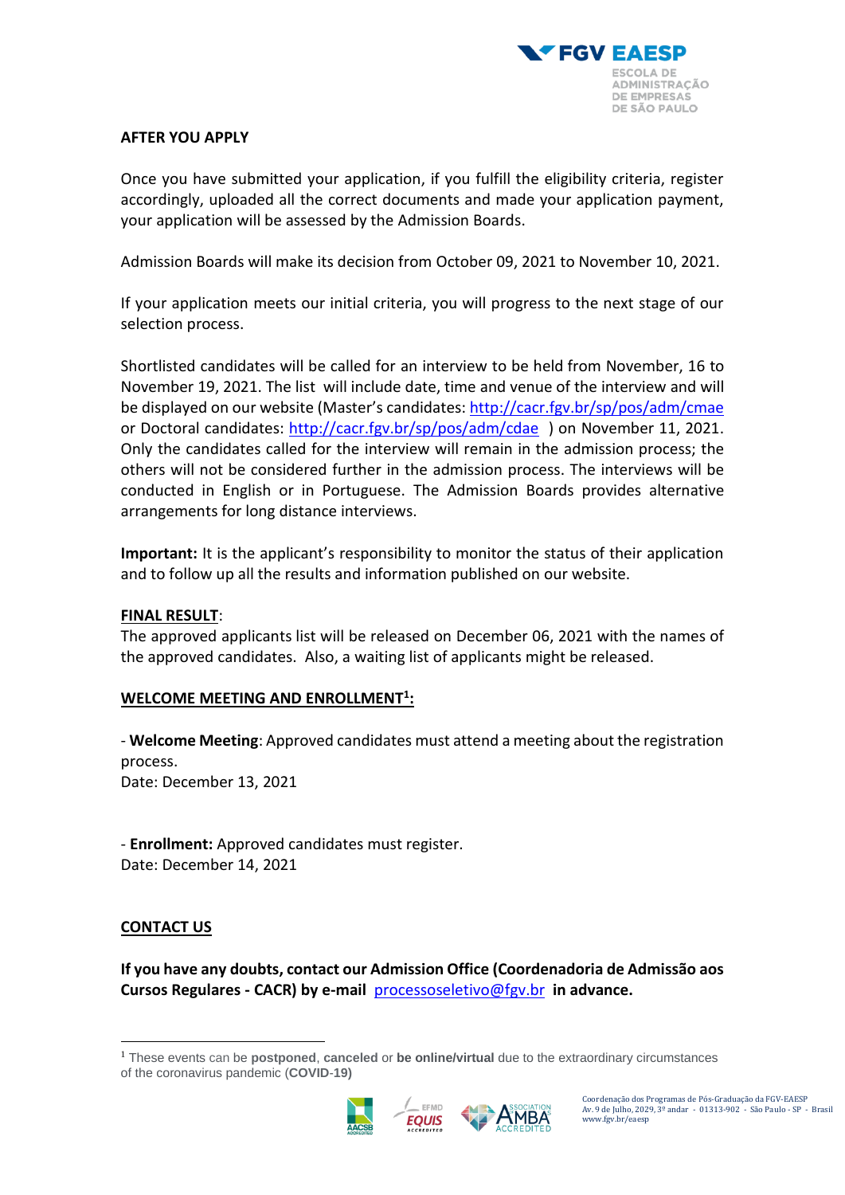**AFTER YOU APPLY**

Once you have submitted your application, if you fulfill the eligibility criteria, register accordingly, uploaded all the correct documents and made your application payment, your application will be assessed by the Admission Boards.

Admission Boards will make its decision from October 09, 2021 to November 10, 2021.

If your application meets our initial criteria, you will progress to the next stage of our selection process.

Shortlisted candidates will be called for an interview to be held from November, 16 to November 19, 2021. The list will include date, time and venue of the interview and will be displayed on our website (Master's candidates: http://cacr.fgv.br/sp/pos/adm/cmae or Doctoral candidates: http://cacr.fgv.br/sp/pos/adm/cdae ) on November 11, 2021. Only the candidates called for the interview will remain in the admission process; the others will not be considered further in the admission process. The interviews will be conducted in English or in Portuguese. The Admission Boards provides alternative arrangements for long distance interviews.

**Important:** It is the applicant's responsibility to monitor the status of their application and to follow up all the results and information published on our website.

**FINAL RESULT**:
The approved applicants list will be released on December 06, 2021 with the names of the approved candidates. Also, a waiting list of applicants might be released.

**WELCOME MEETING AND ENROLLMENT[1]:**

- **Welcome Meeting**: Approved candidates must attend a meeting about the registration process.
Date: December 13, 2021

- **Enrollment:** Approved candidates must register.
Date: December 14, 2021

**CONTACT US**

**If you have any doubts, contact our Admission Office (Coordenadoria de Admissão aos Cursos Regulares - CACR) by e-mail processoseletivo@fgv.br in advance.**

[1] These events can be **postponed**, **canceled** or **be online/virtual** due to the extraordinary circumstances of the coronavirus pandemic (**COVID-19)**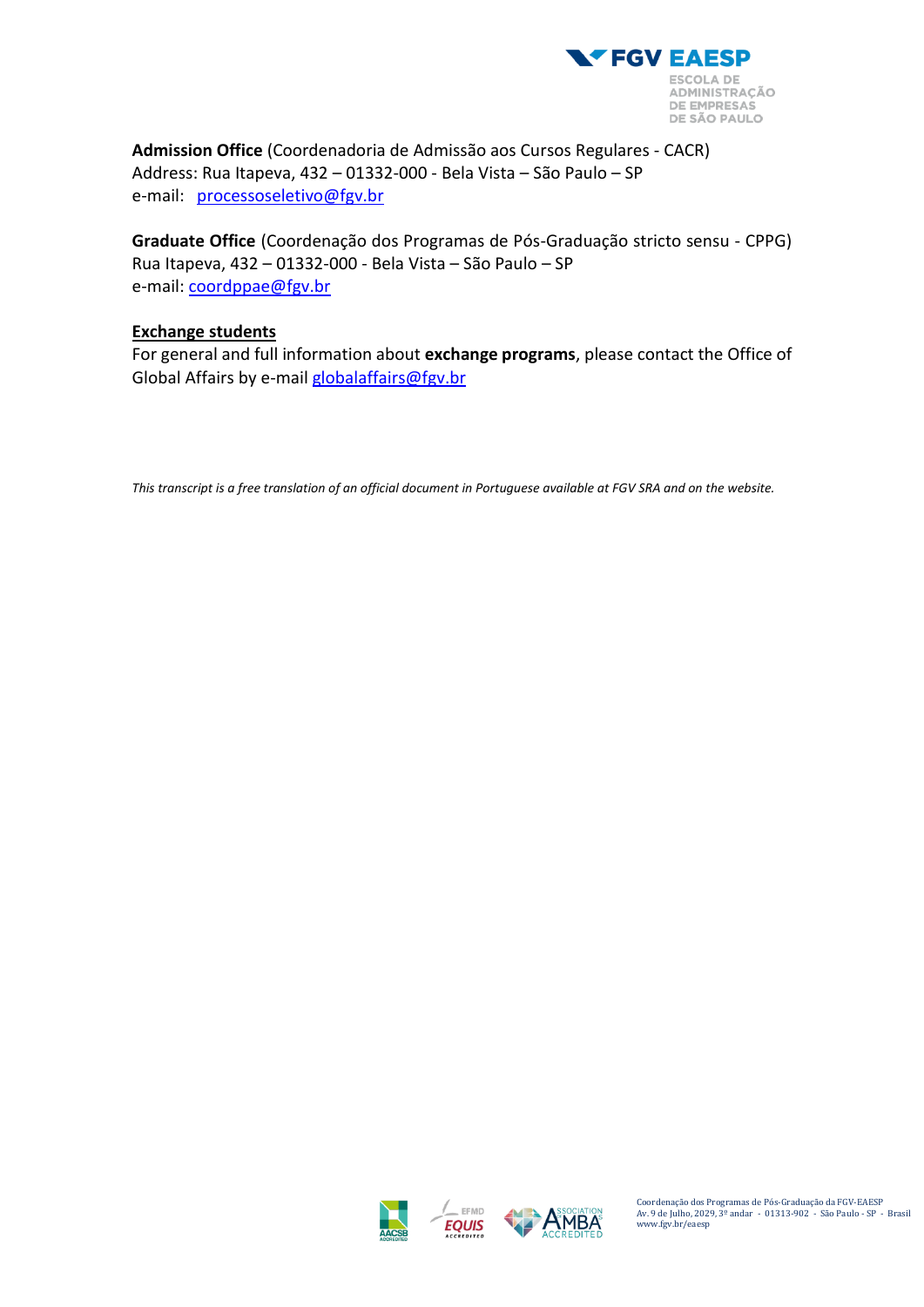**Admission Office** (Coordenadoria de Admissão aos Cursos Regulares - CACR)
Address: Rua Itapeva, 432 – 01332-000 - Bela Vista – São Paulo – SP
e-mail: processoseletivo@fgv.br

**Graduate Office** (Coordenação dos Programas de Pós-Graduação stricto sensu - CPPG)
Rua Itapeva, 432 – 01332-000 - Bela Vista – São Paulo – SP
e-mail: coordppae@fgv.br

**Exchange students**

For general and full information about **exchange programs**, please contact the Office of Global Affairs by e-mail globalaffairs@fgv.br

*This transcript is a free translation of an official document in Portuguese available at FGV SRA and on the website.*